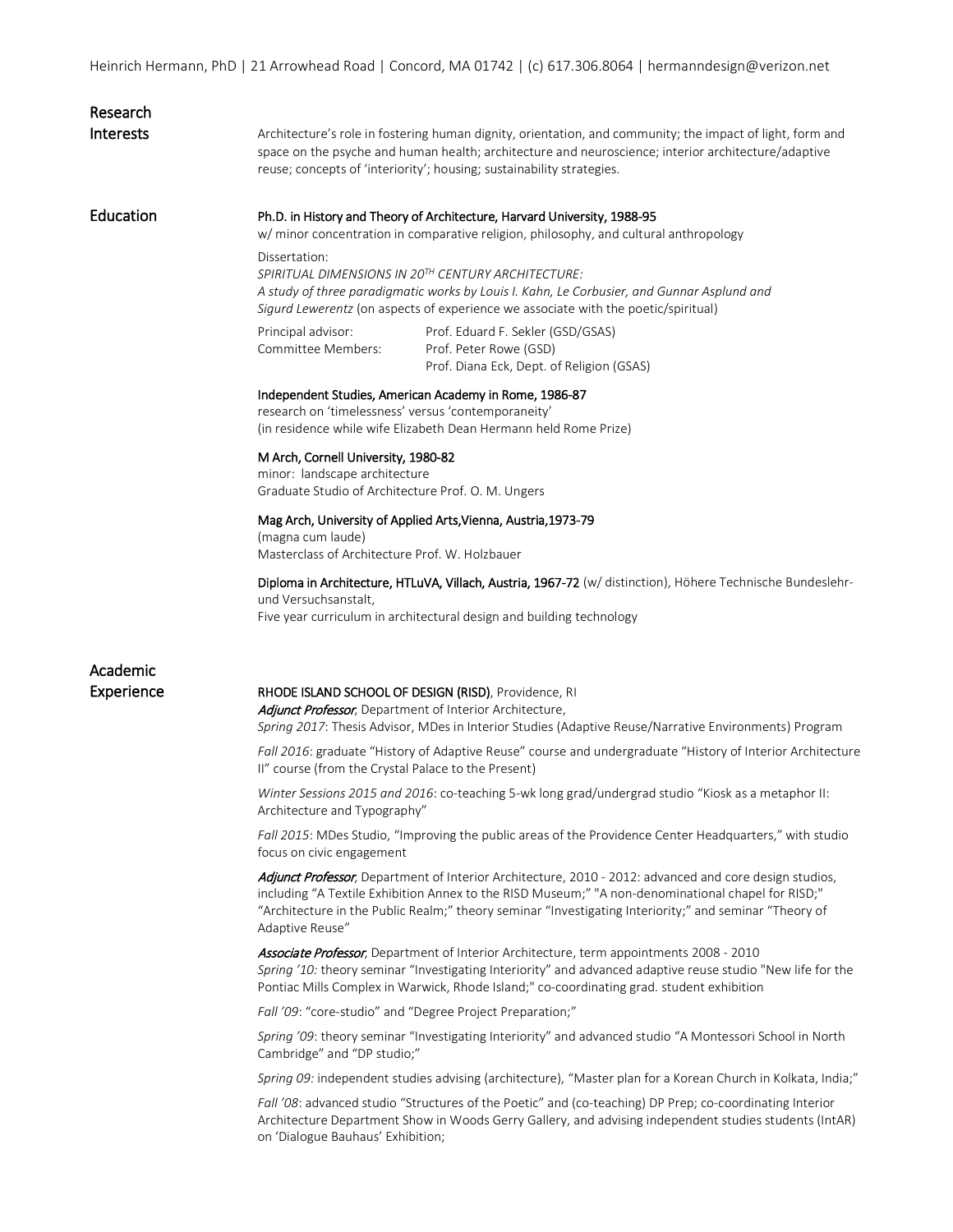Heinrich Hermann, PhD | 21 Arrowhead Road | Concord, MA 01742 | (c) 617.306.8064 | hermanndesign@verizon.net

## Research Interests

Architecture's role in fostering human dignity, orientation, and community; the impact of light, form and space on the psyche and human health; architecture and neuroscience; interior architecture/adaptive reuse; concepts of 'interiority'; housing; sustainability strategies.

## Education

**Ph.D. in History and Theory of Architecture, Harvard University, 1988-95**
w/ minor concentration in comparative religion, philosophy, and cultural anthropology

Dissertation:
*SPIRITUAL DIMENSIONS IN 20TH CENTURY ARCHITECTURE:*
*A study of three paradigmatic works by Louis I. Kahn, Le Corbusier, and Gunnar Asplund and Sigurd Lewerentz* (on aspects of experience we associate with the poetic/spiritual)

Principal advisor: Prof. Eduard F. Sekler (GSD/GSAS)
Committee Members: Prof. Peter Rowe (GSD)
Prof. Diana Eck, Dept. of Religion (GSAS)

**Independent Studies, American Academy in Rome, 1986-87**
research on 'timelessness' versus 'contemporaneity'
(in residence while wife Elizabeth Dean Hermann held Rome Prize)

**M Arch, Cornell University, 1980-82**
minor: landscape architecture
Graduate Studio of Architecture Prof. O. M. Ungers

**Mag Arch, University of Applied Arts,Vienna, Austria,1973-79**
(magna cum laude)
Masterclass of Architecture Prof. W. Holzbauer

**Diploma in Architecture, HTLuVA, Villach, Austria, 1967-72** (w/ distinction), Höhere Technische Bundeslehr- und Versuchsanstalt,
Five year curriculum in architectural design and building technology

## Academic Experience

**RHODE ISLAND SCHOOL OF DESIGN (RISD)**, Providence, RI
***Adjunct Professor***, Department of Interior Architecture,
*Spring 2017*: Thesis Advisor, MDes in Interior Studies (Adaptive Reuse/Narrative Environments) Program

*Fall 2016*: graduate "History of Adaptive Reuse" course and undergraduate "History of Interior Architecture II" course (from the Crystal Palace to the Present)

*Winter Sessions 2015 and 2016*: co-teaching 5-wk long grad/undergrad studio "Kiosk as a metaphor II: Architecture and Typography"

*Fall 2015*: MDes Studio, "Improving the public areas of the Providence Center Headquarters," with studio focus on civic engagement

***Adjunct Professor***, Department of Interior Architecture, 2010 - 2012: advanced and core design studios, including "A Textile Exhibition Annex to the RISD Museum;" "A non-denominational chapel for RISD;" "Architecture in the Public Realm;" theory seminar "Investigating Interiority;" and seminar "Theory of Adaptive Reuse"

***Associate Professor***, Department of Interior Architecture, term appointments 2008 - 2010
*Spring '10:* theory seminar "Investigating Interiority" and advanced adaptive reuse studio "New life for the Pontiac Mills Complex in Warwick, Rhode Island;" co-coordinating grad. student exhibition

*Fall '09*: "core-studio" and "Degree Project Preparation;"

*Spring '09*: theory seminar "Investigating Interiority" and advanced studio "A Montessori School in North Cambridge" and "DP studio;"

*Spring 09:* independent studies advising (architecture), "Master plan for a Korean Church in Kolkata, India;"

*Fall '08*: advanced studio "Structures of the Poetic" and (co-teaching) DP Prep; co-coordinating Interior Architecture Department Show in Woods Gerry Gallery, and advising independent studies students (IntAR) on 'Dialogue Bauhaus' Exhibition;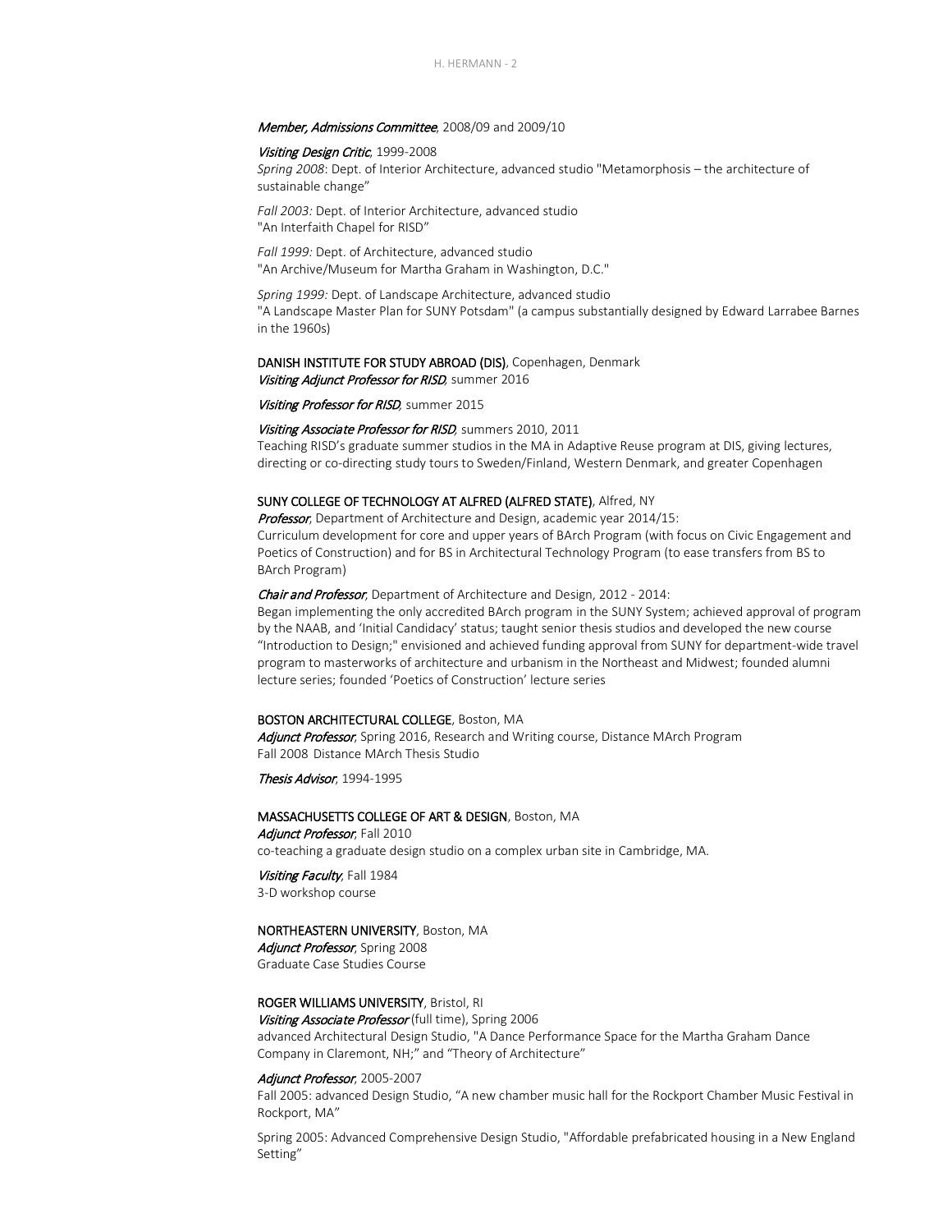*Member, Admissions Committee*, 2008/09 and 2009/10

*Visiting Design Critic*, 1999-2008
*Spring 2008*: Dept. of Interior Architecture, advanced studio "Metamorphosis – the architecture of sustainable change"

*Fall 2003:* Dept. of Interior Architecture, advanced studio
"An Interfaith Chapel for RISD"

*Fall 1999:* Dept. of Architecture, advanced studio
"An Archive/Museum for Martha Graham in Washington, D.C."

*Spring 1999:* Dept. of Landscape Architecture, advanced studio
"A Landscape Master Plan for SUNY Potsdam" (a campus substantially designed by Edward Larrabee Barnes in the 1960s)

DANISH INSTITUTE FOR STUDY ABROAD (DIS), Copenhagen, Denmark
*Visiting Adjunct Professor for RISD*, summer 2016

*Visiting Professor for RISD*, summer 2015

*Visiting Associate Professor for RISD*, summers 2010, 2011
Teaching RISD's graduate summer studios in the MA in Adaptive Reuse program at DIS, giving lectures, directing or co-directing study tours to Sweden/Finland, Western Denmark, and greater Copenhagen

SUNY COLLEGE OF TECHNOLOGY AT ALFRED (ALFRED STATE), Alfred, NY
*Professor*, Department of Architecture and Design, academic year 2014/15:
Curriculum development for core and upper years of BArch Program (with focus on Civic Engagement and Poetics of Construction) and for BS in Architectural Technology Program (to ease transfers from BS to BArch Program)

*Chair and Professor*, Department of Architecture and Design, 2012 - 2014:
Began implementing the only accredited BArch program in the SUNY System; achieved approval of program by the NAAB, and 'Initial Candidacy' status; taught senior thesis studios and developed the new course "Introduction to Design;" envisioned and achieved funding approval from SUNY for department-wide travel program to masterworks of architecture and urbanism in the Northeast and Midwest; founded alumni lecture series; founded 'Poetics of Construction' lecture series

BOSTON ARCHITECTURAL COLLEGE, Boston, MA
*Adjunct Professor*, Spring 2016, Research and Writing course, Distance MArch Program
Fall 2008 Distance MArch Thesis Studio

*Thesis Advisor*, 1994-1995

MASSACHUSETTS COLLEGE OF ART & DESIGN, Boston, MA
*Adjunct Professor*, Fall 2010
co-teaching a graduate design studio on a complex urban site in Cambridge, MA.

*Visiting Faculty*, Fall 1984
3-D workshop course

NORTHEASTERN UNIVERSITY, Boston, MA
*Adjunct Professor*, Spring 2008
Graduate Case Studies Course

ROGER WILLIAMS UNIVERSITY, Bristol, RI
*Visiting Associate Professor* (full time), Spring 2006
advanced Architectural Design Studio, "A Dance Performance Space for the Martha Graham Dance Company in Claremont, NH;" and "Theory of Architecture"

*Adjunct Professor*, 2005-2007
Fall 2005: advanced Design Studio, "A new chamber music hall for the Rockport Chamber Music Festival in Rockport, MA"

Spring 2005: Advanced Comprehensive Design Studio, "Affordable prefabricated housing in a New England Setting"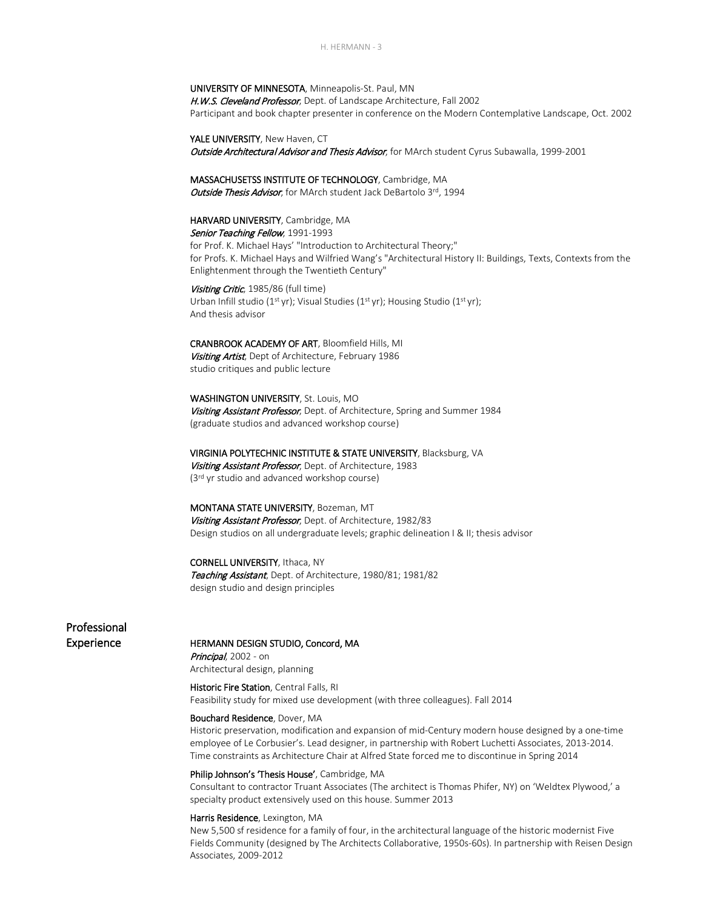**UNIVERSITY OF MINNESOTA**, Minneapolis-St. Paul, MN
***H.W.S. Cleveland Professor***, Dept. of Landscape Architecture, Fall 2002
Participant and book chapter presenter in conference on the Modern Contemplative Landscape, Oct. 2002

**YALE UNIVERSITY**, New Haven, CT
***Outside Architectural Advisor and Thesis Advisor***, for MArch student Cyrus Subawalla, 1999-2001

**MASSACHUSETSS INSTITUTE OF TECHNOLOGY**, Cambridge, MA
***Outside Thesis Advisor***, for MArch student Jack DeBartolo 3rd, 1994

**HARVARD UNIVERSITY**, Cambridge, MA
***Senior Teaching Fellow***, 1991-1993
for Prof. K. Michael Hays' "Introduction to Architectural Theory;"
for Profs. K. Michael Hays and Wilfried Wang's "Architectural History II: Buildings, Texts, Contexts from the Enlightenment through the Twentieth Century"

***Visiting Critic***, 1985/86 (full time)
Urban Infill studio (1st yr); Visual Studies (1st yr); Housing Studio (1st yr);
And thesis advisor

**CRANBROOK ACADEMY OF ART**, Bloomfield Hills, MI
***Visiting Artist***, Dept of Architecture, February 1986
studio critiques and public lecture

**WASHINGTON UNIVERSITY**, St. Louis, MO
***Visiting Assistant Professor***, Dept. of Architecture, Spring and Summer 1984
(graduate studios and advanced workshop course)

**VIRGINIA POLYTECHNIC INSTITUTE & STATE UNIVERSITY**, Blacksburg, VA
***Visiting Assistant Professor***, Dept. of Architecture, 1983
(3rd yr studio and advanced workshop course)

**MONTANA STATE UNIVERSITY**, Bozeman, MT
***Visiting Assistant Professor***, Dept. of Architecture, 1982/83
Design studios on all undergraduate levels; graphic delineation I & II; thesis advisor

**CORNELL UNIVERSITY**, Ithaca, NY
***Teaching Assistant***, Dept. of Architecture, 1980/81; 1981/82
design studio and design principles

## Professional Experience

**HERMANN DESIGN STUDIO, Concord, MA**
***Principal***, 2002 - on
Architectural design, planning

**Historic Fire Station**, Central Falls, RI
Feasibility study for mixed use development (with three colleagues). Fall 2014

**Bouchard Residence**, Dover, MA
Historic preservation, modification and expansion of mid-Century modern house designed by a one-time employee of Le Corbusier's. Lead designer, in partnership with Robert Luchetti Associates, 2013-2014. Time constraints as Architecture Chair at Alfred State forced me to discontinue in Spring 2014

**Philip Johnson's 'Thesis House'**, Cambridge, MA
Consultant to contractor Truant Associates (The architect is Thomas Phifer, NY) on 'Weldtex Plywood,' a specialty product extensively used on this house. Summer 2013

**Harris Residence**, Lexington, MA
New 5,500 sf residence for a family of four, in the architectural language of the historic modernist Five Fields Community (designed by The Architects Collaborative, 1950s-60s). In partnership with Reisen Design Associates, 2009-2012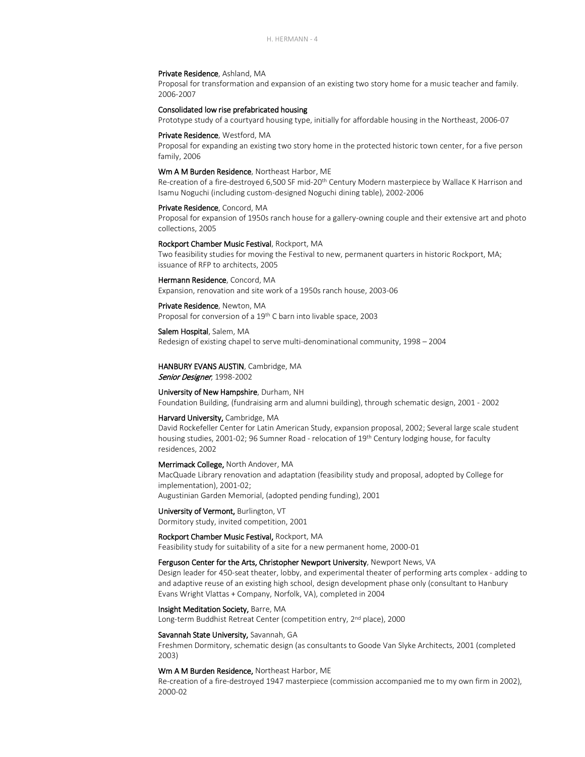**Private Residence**, Ashland, MA
Proposal for transformation and expansion of an existing two story home for a music teacher and family. 2006-2007

**Consolidated low rise prefabricated housing**
Prototype study of a courtyard housing type, initially for affordable housing in the Northeast, 2006-07

**Private Residence**, Westford, MA
Proposal for expanding an existing two story home in the protected historic town center, for a five person family, 2006

**Wm A M Burden Residence**, Northeast Harbor, ME
Re-creation of a fire-destroyed 6,500 SF mid-20th Century Modern masterpiece by Wallace K Harrison and Isamu Noguchi (including custom-designed Noguchi dining table), 2002-2006

**Private Residence**, Concord, MA
Proposal for expansion of 1950s ranch house for a gallery-owning couple and their extensive art and photo collections, 2005

**Rockport Chamber Music Festival**, Rockport, MA
Two feasibility studies for moving the Festival to new, permanent quarters in historic Rockport, MA; issuance of RFP to architects, 2005

**Hermann Residence**, Concord, MA
Expansion, renovation and site work of a 1950s ranch house, 2003-06

**Private Residence**, Newton, MA
Proposal for conversion of a 19th C barn into livable space, 2003

**Salem Hospital**, Salem, MA
Redesign of existing chapel to serve multi-denominational community, 1998 – 2004

**HANBURY EVANS AUSTIN**, Cambridge, MA
*Senior Designer*, 1998-2002

**University of New Hampshire**, Durham, NH
Foundation Building, (fundraising arm and alumni building), through schematic design, 2001 - 2002

**Harvard University,** Cambridge, MA
David Rockefeller Center for Latin American Study, expansion proposal, 2002; Several large scale student housing studies, 2001-02; 96 Sumner Road - relocation of 19th Century lodging house, for faculty residences, 2002

**Merrimack College,** North Andover, MA
MacQuade Library renovation and adaptation (feasibility study and proposal, adopted by College for implementation), 2001-02;
Augustinian Garden Memorial, (adopted pending funding), 2001

**University of Vermont,** Burlington, VT
Dormitory study, invited competition, 2001

**Rockport Chamber Music Festival,** Rockport, MA
Feasibility study for suitability of a site for a new permanent home, 2000-01

**Ferguson Center for the Arts, Christopher Newport University**, Newport News, VA
Design leader for 450-seat theater, lobby, and experimental theater of performing arts complex - adding to and adaptive reuse of an existing high school, design development phase only (consultant to Hanbury Evans Wright Vlattas + Company, Norfolk, VA), completed in 2004

**Insight Meditation Society,** Barre, MA
Long-term Buddhist Retreat Center (competition entry, 2nd place), 2000

**Savannah State University,** Savannah, GA
Freshmen Dormitory, schematic design (as consultants to Goode Van Slyke Architects, 2001 (completed 2003)

**Wm A M Burden Residence,** Northeast Harbor, ME
Re-creation of a fire-destroyed 1947 masterpiece (commission accompanied me to my own firm in 2002), 2000-02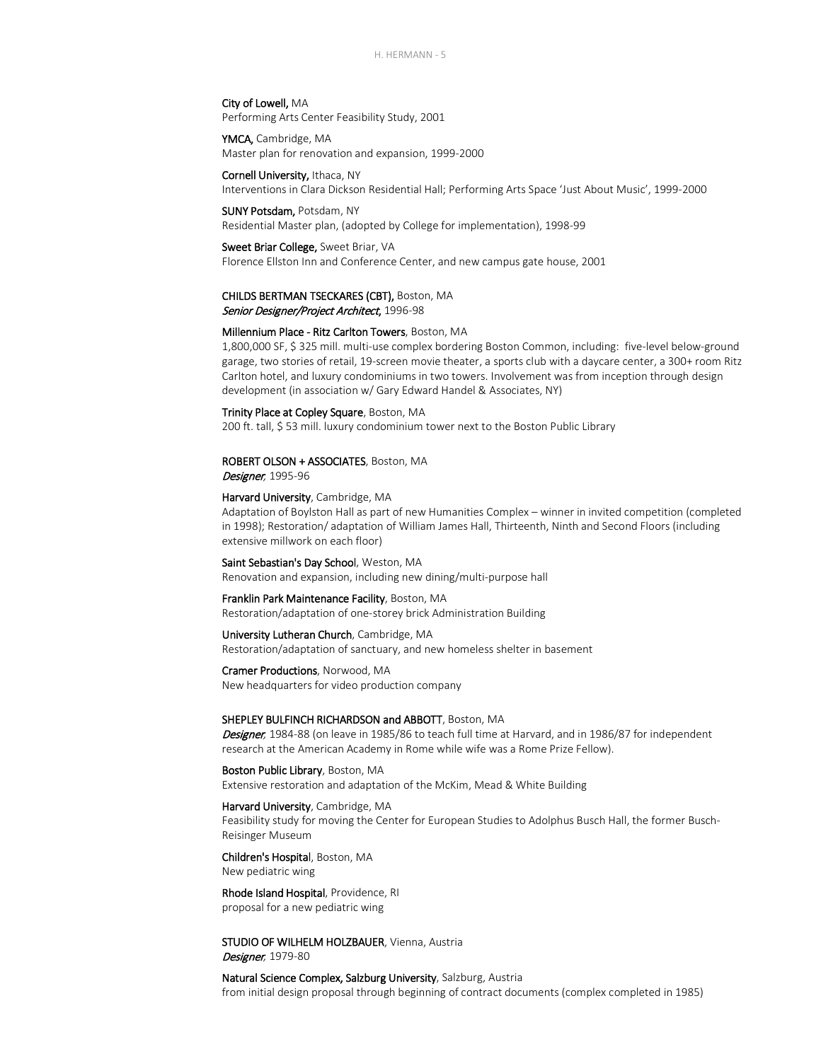**City of Lowell,** MA
Performing Arts Center Feasibility Study, 2001

**YMCA,** Cambridge, MA
Master plan for renovation and expansion, 1999-2000

**Cornell University,** Ithaca, NY
Interventions in Clara Dickson Residential Hall; Performing Arts Space 'Just About Music', 1999-2000

**SUNY Potsdam,** Potsdam, NY
Residential Master plan, (adopted by College for implementation), 1998-99

**Sweet Briar College,** Sweet Briar, VA
Florence Ellston Inn and Conference Center, and new campus gate house, 2001

**CHILDS BERTMAN TSECKARES (CBT),** Boston, MA
*Senior Designer/Project Architect*, 1996-98

**Millennium Place - Ritz Carlton Towers**, Boston, MA
1,800,000 SF, $ 325 mill. multi-use complex bordering Boston Common, including: five-level below-ground garage, two stories of retail, 19-screen movie theater, a sports club with a daycare center, a 300+ room Ritz Carlton hotel, and luxury condominiums in two towers. Involvement was from inception through design development (in association w/ Gary Edward Handel & Associates, NY)

**Trinity Place at Copley Square**, Boston, MA
200 ft. tall, $ 53 mill. luxury condominium tower next to the Boston Public Library

**ROBERT OLSON + ASSOCIATES**, Boston, MA
*Designer*, 1995-96

**Harvard University**, Cambridge, MA
Adaptation of Boylston Hall as part of new Humanities Complex – winner in invited competition (completed in 1998); Restoration/ adaptation of William James Hall, Thirteenth, Ninth and Second Floors (including extensive millwork on each floor)

**Saint Sebastian's Day School**, Weston, MA
Renovation and expansion, including new dining/multi-purpose hall

**Franklin Park Maintenance Facility**, Boston, MA
Restoration/adaptation of one-storey brick Administration Building

**University Lutheran Church**, Cambridge, MA
Restoration/adaptation of sanctuary, and new homeless shelter in basement

**Cramer Productions**, Norwood, MA
New headquarters for video production company

**SHEPLEY BULFINCH RICHARDSON and ABBOTT**, Boston, MA
*Designer*, 1984-88 (on leave in 1985/86 to teach full time at Harvard, and in 1986/87 for independent research at the American Academy in Rome while wife was a Rome Prize Fellow).

**Boston Public Library**, Boston, MA
Extensive restoration and adaptation of the McKim, Mead & White Building

**Harvard University**, Cambridge, MA
Feasibility study for moving the Center for European Studies to Adolphus Busch Hall, the former Busch-Reisinger Museum

**Children's Hospital**, Boston, MA
New pediatric wing

**Rhode Island Hospital**, Providence, RI
proposal for a new pediatric wing

**STUDIO OF WILHELM HOLZBAUER**, Vienna, Austria
*Designer*, 1979-80

**Natural Science Complex, Salzburg University**, Salzburg, Austria
from initial design proposal through beginning of contract documents (complex completed in 1985)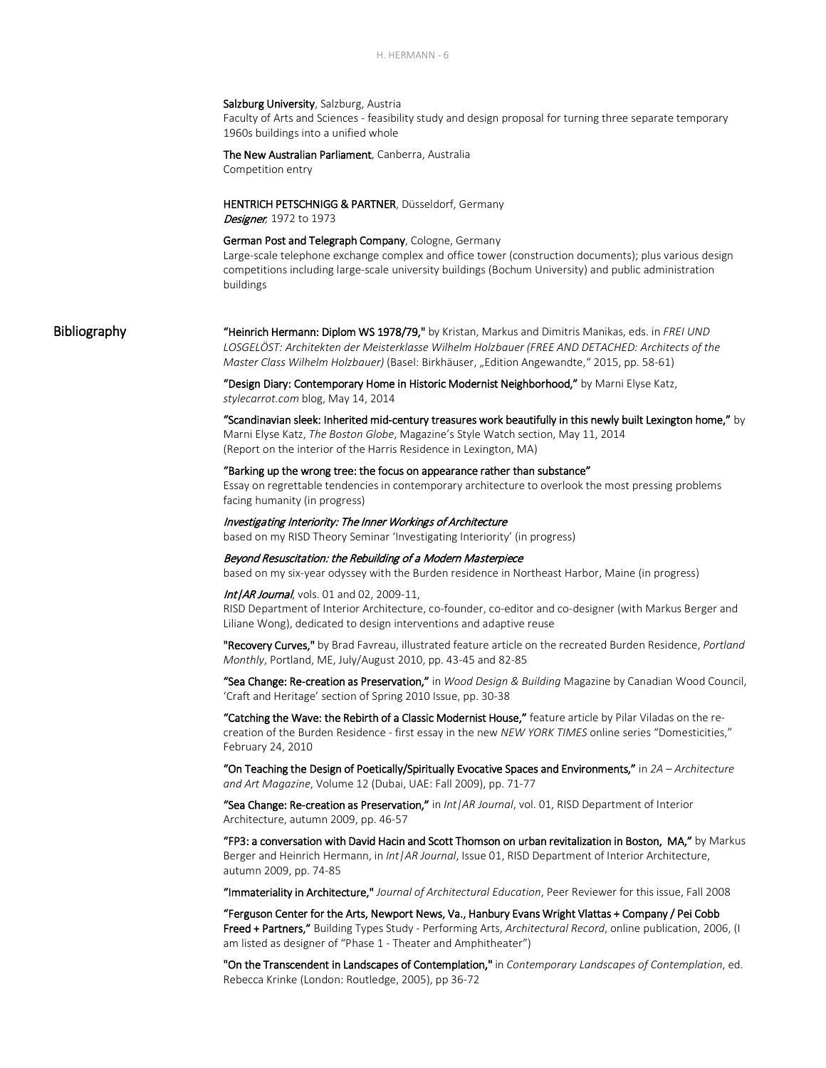**Salzburg University**, Salzburg, Austria
Faculty of Arts and Sciences - feasibility study and design proposal for turning three separate temporary 1960s buildings into a unified whole

**The New Australian Parliament**, Canberra, Australia
Competition entry

**HENTRICH PETSCHNIGG & PARTNER**, Düsseldorf, Germany
***Designer***, 1972 to 1973

**German Post and Telegraph Company**, Cologne, Germany
Large-scale telephone exchange complex and office tower (construction documents); plus various design competitions including large-scale university buildings (Bochum University) and public administration buildings

## Bibliography

**"Heinrich Hermann: Diplom WS 1978/79,"** by Kristan, Markus and Dimitris Manikas, eds. in *FREI UND LOSGELÖST: Architekten der Meisterklasse Wilhelm Holzbauer (FREE AND DETACHED: Architects of the Master Class Wilhelm Holzbauer)* (Basel: Birkhäuser, „Edition Angewandte," 2015, pp. 58-61)

**"Design Diary: Contemporary Home in Historic Modernist Neighborhood,"** by Marni Elyse Katz, *stylecarrot.com* blog, May 14, 2014

**"Scandinavian sleek: Inherited mid-century treasures work beautifully in this newly built Lexington home,"** by Marni Elyse Katz, *The Boston Globe*, Magazine's Style Watch section, May 11, 2014
(Report on the interior of the Harris Residence in Lexington, MA)

**"Barking up the wrong tree: the focus on appearance rather than substance"**
Essay on regrettable tendencies in contemporary architecture to overlook the most pressing problems facing humanity (in progress)

***Investigating Interiority: The Inner Workings of Architecture***
based on my RISD Theory Seminar 'Investigating Interiority' (in progress)

***Beyond Resuscitation: the Rebuilding of a Modern Masterpiece***
based on my six-year odyssey with the Burden residence in Northeast Harbor, Maine (in progress)

***Int|AR Journal***, vols. 01 and 02, 2009-11,
RISD Department of Interior Architecture, co-founder, co-editor and co-designer (with Markus Berger and Liliane Wong), dedicated to design interventions and adaptive reuse

**"Recovery Curves,"** by Brad Favreau, illustrated feature article on the recreated Burden Residence, *Portland Monthly*, Portland, ME, July/August 2010, pp. 43-45 and 82-85

**"Sea Change: Re-creation as Preservation,"** in *Wood Design & Building* Magazine by Canadian Wood Council, 'Craft and Heritage' section of Spring 2010 Issue, pp. 30-38

**"Catching the Wave: the Rebirth of a Classic Modernist House,"** feature article by Pilar Viladas on the re-creation of the Burden Residence - first essay in the new *NEW YORK TIMES* online series "Domesticities," February 24, 2010

**"On Teaching the Design of Poetically/Spiritually Evocative Spaces and Environments,"** in *2A – Architecture and Art Magazine*, Volume 12 (Dubai, UAE: Fall 2009), pp. 71-77

**"Sea Change: Re-creation as Preservation,"** in *Int|AR Journal*, vol. 01, RISD Department of Interior Architecture, autumn 2009, pp. 46-57

**"FP3: a conversation with David Hacin and Scott Thomson on urban revitalization in Boston, MA,"** by Markus Berger and Heinrich Hermann, in *Int|AR Journal*, Issue 01, RISD Department of Interior Architecture, autumn 2009, pp. 74-85

**"Immateriality in Architecture,"** *Journal of Architectural Education*, Peer Reviewer for this issue, Fall 2008

**"Ferguson Center for the Arts, Newport News, Va., Hanbury Evans Wright Vlattas + Company / Pei Cobb Freed + Partners,"** Building Types Study - Performing Arts, *Architectural Record*, online publication, 2006, (I am listed as designer of "Phase 1 - Theater and Amphitheater")

**"On the Transcendent in Landscapes of Contemplation,"** in *Contemporary Landscapes of Contemplation*, ed. Rebecca Krinke (London: Routledge, 2005), pp 36-72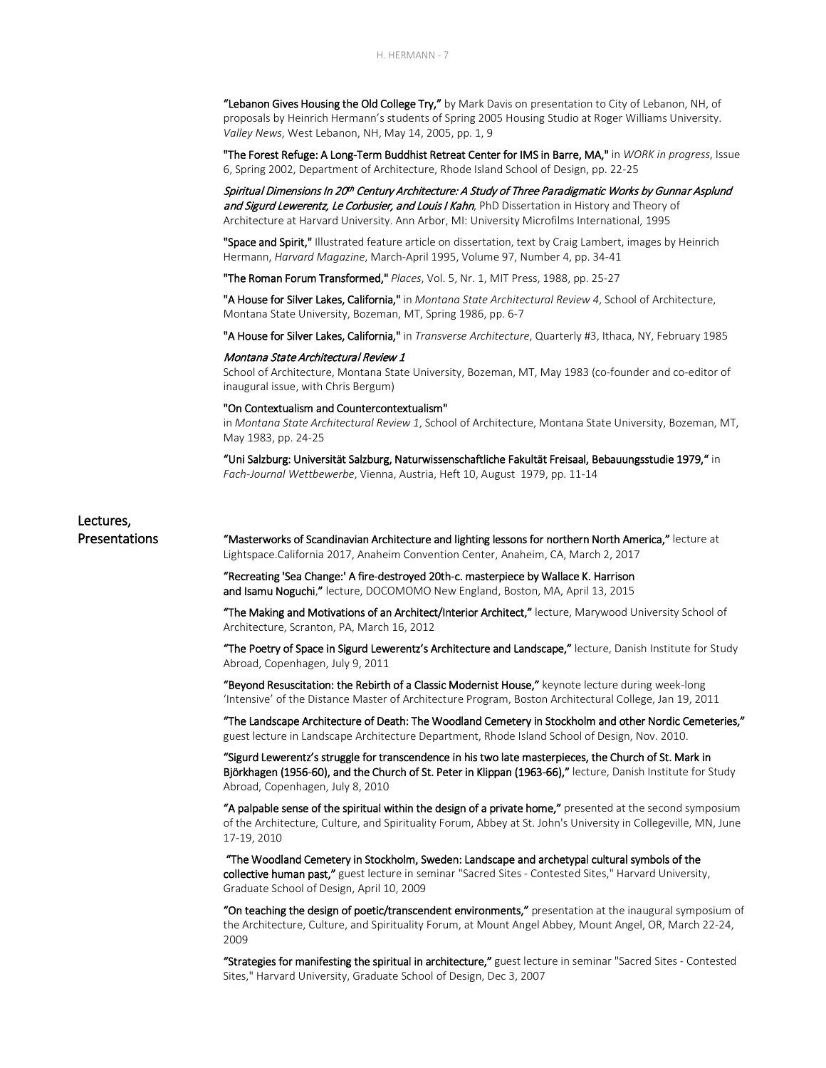**"Lebanon Gives Housing the Old College Try,"** by Mark Davis on presentation to City of Lebanon, NH, of proposals by Heinrich Hermann's students of Spring 2005 Housing Studio at Roger Williams University. *Valley News*, West Lebanon, NH, May 14, 2005, pp. 1, 9

**"The Forest Refuge: A Long-Term Buddhist Retreat Center for IMS in Barre, MA,"** in *WORK in progress*, Issue 6, Spring 2002, Department of Architecture, Rhode Island School of Design, pp. 22-25

***Spiritual Dimensions In 20th Century Architecture: A Study of Three Paradigmatic Works by Gunnar Asplund and Sigurd Lewerentz, Le Corbusier, and Louis I Kahn***, PhD Dissertation in History and Theory of Architecture at Harvard University. Ann Arbor, MI: University Microfilms International, 1995

**"Space and Spirit,"** Illustrated feature article on dissertation, text by Craig Lambert, images by Heinrich Hermann, *Harvard Magazine*, March-April 1995, Volume 97, Number 4, pp. 34-41

**"The Roman Forum Transformed,"** *Places*, Vol. 5, Nr. 1, MIT Press, 1988, pp. 25-27

**"A House for Silver Lakes, California,"** in *Montana State Architectural Review 4*, School of Architecture, Montana State University, Bozeman, MT, Spring 1986, pp. 6-7

**"A House for Silver Lakes, California,"** in *Transverse Architecture*, Quarterly #3, Ithaca, NY, February 1985

***Montana State Architectural Review 1***
School of Architecture, Montana State University, Bozeman, MT, May 1983 (co-founder and co-editor of inaugural issue, with Chris Bergum)

**"On Contextualism and Countercontextualism"**
in *Montana State Architectural Review 1*, School of Architecture, Montana State University, Bozeman, MT, May 1983, pp. 24-25

**"Uni Salzburg: Universität Salzburg, Naturwissenschaftliche Fakultät Freisaal, Bebauungsstudie 1979,"** in *Fach-Journal Wettbewerbe*, Vienna, Austria, Heft 10, August 1979, pp. 11-14

## Lectures, Presentations

**"Masterworks of Scandinavian Architecture and lighting lessons for northern North America,"** lecture at Lightspace.California 2017, Anaheim Convention Center, Anaheim, CA, March 2, 2017

**"Recreating 'Sea Change:' A fire-destroyed 20th-c. masterpiece by Wallace K. Harrison and Isamu Noguchi,"** lecture, DOCOMOMO New England, Boston, MA, April 13, 2015

**"The Making and Motivations of an Architect/Interior Architect,"** lecture, Marywood University School of Architecture, Scranton, PA, March 16, 2012

**"The Poetry of Space in Sigurd Lewerentz's Architecture and Landscape,"** lecture, Danish Institute for Study Abroad, Copenhagen, July 9, 2011

**"Beyond Resuscitation: the Rebirth of a Classic Modernist House,"** keynote lecture during week-long 'Intensive' of the Distance Master of Architecture Program, Boston Architectural College, Jan 19, 2011

**"The Landscape Architecture of Death: The Woodland Cemetery in Stockholm and other Nordic Cemeteries,"** guest lecture in Landscape Architecture Department, Rhode Island School of Design, Nov. 2010.

**"Sigurd Lewerentz's struggle for transcendence in his two late masterpieces, the Church of St. Mark in Björkhagen (1956-60), and the Church of St. Peter in Klippan (1963-66),"** lecture, Danish Institute for Study Abroad, Copenhagen, July 8, 2010

**"A palpable sense of the spiritual within the design of a private home,"** presented at the second symposium of the Architecture, Culture, and Spirituality Forum, Abbey at St. John's University in Collegeville, MN, June 17-19, 2010

**"The Woodland Cemetery in Stockholm, Sweden: Landscape and archetypal cultural symbols of the collective human past,"** guest lecture in seminar "Sacred Sites - Contested Sites," Harvard University, Graduate School of Design, April 10, 2009

**"On teaching the design of poetic/transcendent environments,"** presentation at the inaugural symposium of the Architecture, Culture, and Spirituality Forum, at Mount Angel Abbey, Mount Angel, OR, March 22-24, 2009

**"Strategies for manifesting the spiritual in architecture,"** guest lecture in seminar "Sacred Sites - Contested Sites," Harvard University, Graduate School of Design, Dec 3, 2007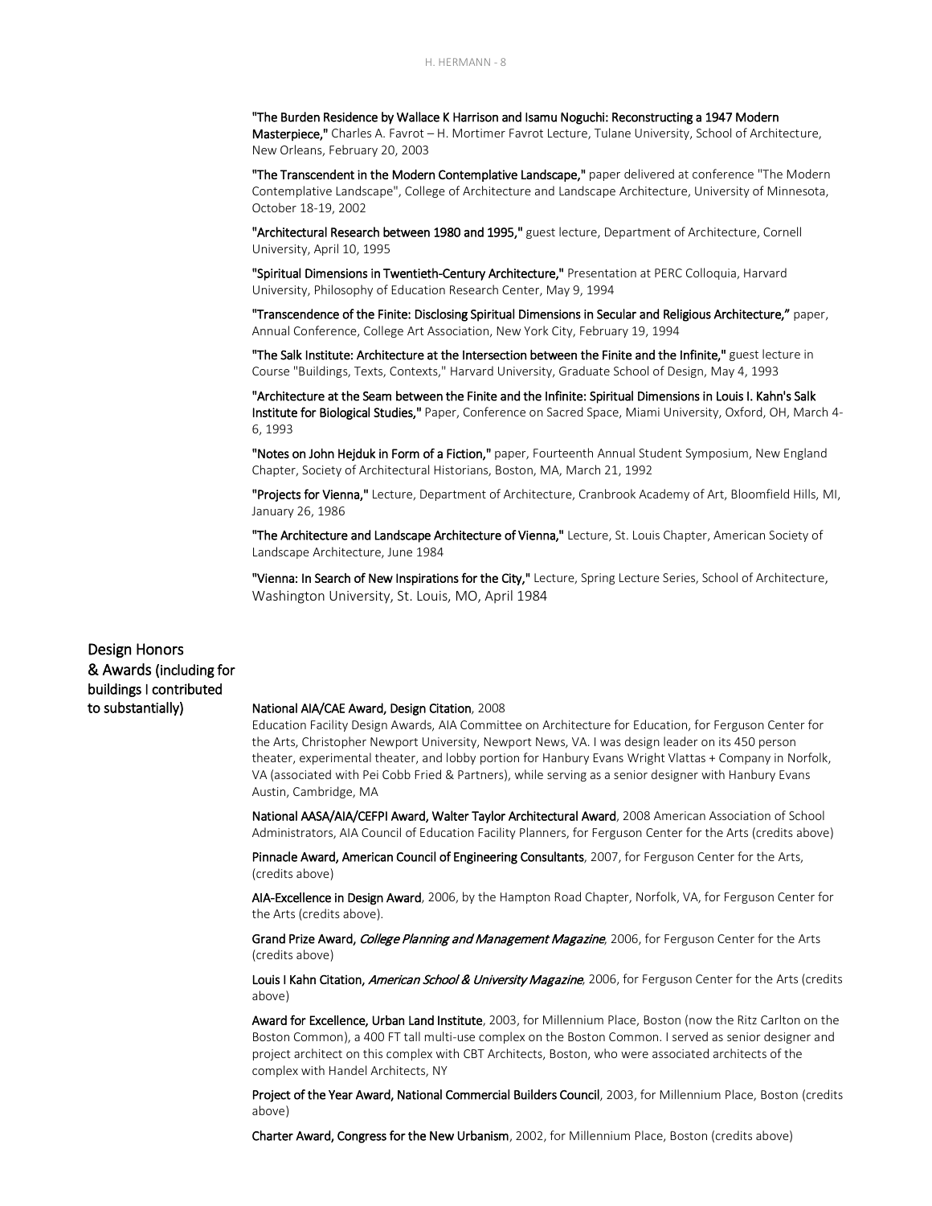**"The Burden Residence by Wallace K Harrison and Isamu Noguchi: Reconstructing a 1947 Modern Masterpiece,"** Charles A. Favrot – H. Mortimer Favrot Lecture, Tulane University, School of Architecture, New Orleans, February 20, 2003

**"The Transcendent in the Modern Contemplative Landscape,"** paper delivered at conference "The Modern Contemplative Landscape", College of Architecture and Landscape Architecture, University of Minnesota, October 18-19, 2002

**"Architectural Research between 1980 and 1995,"** guest lecture, Department of Architecture, Cornell University, April 10, 1995

**"Spiritual Dimensions in Twentieth-Century Architecture,"** Presentation at PERC Colloquia, Harvard University, Philosophy of Education Research Center, May 9, 1994

**"Transcendence of the Finite: Disclosing Spiritual Dimensions in Secular and Religious Architecture,"** paper, Annual Conference, College Art Association, New York City, February 19, 1994

**"The Salk Institute: Architecture at the Intersection between the Finite and the Infinite,"** guest lecture in Course "Buildings, Texts, Contexts," Harvard University, Graduate School of Design, May 4, 1993

**"Architecture at the Seam between the Finite and the Infinite: Spiritual Dimensions in Louis I. Kahn's Salk Institute for Biological Studies,"** Paper, Conference on Sacred Space, Miami University, Oxford, OH, March 4-6, 1993

**"Notes on John Hejduk in Form of a Fiction,"** paper, Fourteenth Annual Student Symposium, New England Chapter, Society of Architectural Historians, Boston, MA, March 21, 1992

**"Projects for Vienna,"** Lecture, Department of Architecture, Cranbrook Academy of Art, Bloomfield Hills, MI, January 26, 1986

**"The Architecture and Landscape Architecture of Vienna,"** Lecture, St. Louis Chapter, American Society of Landscape Architecture, June 1984

**"Vienna: In Search of New Inspirations for the City,"** Lecture, Spring Lecture Series, School of Architecture, Washington University, St. Louis, MO, April 1984

## Design Honors & Awards (including for buildings I contributed to substantially)

**National AIA/CAE Award, Design Citation**, 2008
Education Facility Design Awards, AIA Committee on Architecture for Education, for Ferguson Center for the Arts, Christopher Newport University, Newport News, VA. I was design leader on its 450 person theater, experimental theater, and lobby portion for Hanbury Evans Wright Vlattas + Company in Norfolk, VA (associated with Pei Cobb Fried & Partners), while serving as a senior designer with Hanbury Evans Austin, Cambridge, MA

**National AASA/AIA/CEFPI Award, Walter Taylor Architectural Award**, 2008 American Association of School Administrators, AIA Council of Education Facility Planners, for Ferguson Center for the Arts (credits above)

**Pinnacle Award, American Council of Engineering Consultants**, 2007, for Ferguson Center for the Arts, (credits above)

**AIA-Excellence in Design Award**, 2006, by the Hampton Road Chapter, Norfolk, VA, for Ferguson Center for the Arts (credits above).

**Grand Prize Award, *College Planning and Management Magazine***, 2006, for Ferguson Center for the Arts (credits above)

**Louis I Kahn Citation, *American School & University Magazine***, 2006, for Ferguson Center for the Arts (credits above)

**Award for Excellence, Urban Land Institute**, 2003, for Millennium Place, Boston (now the Ritz Carlton on the Boston Common), a 400 FT tall multi-use complex on the Boston Common. I served as senior designer and project architect on this complex with CBT Architects, Boston, who were associated architects of the complex with Handel Architects, NY

**Project of the Year Award, National Commercial Builders Council**, 2003, for Millennium Place, Boston (credits above)

**Charter Award, Congress for the New Urbanism**, 2002, for Millennium Place, Boston (credits above)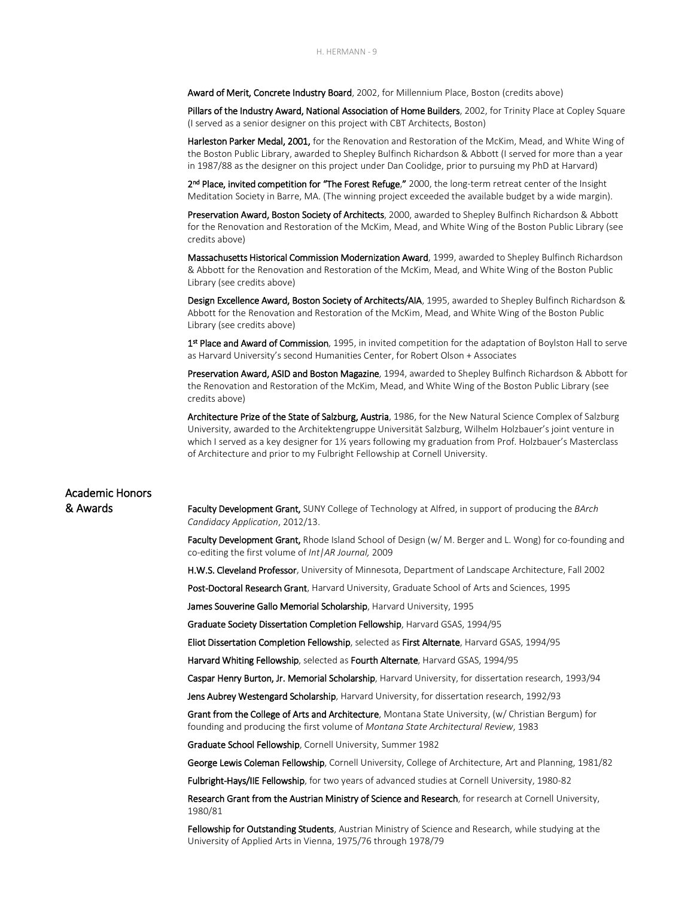**Award of Merit, Concrete Industry Board**, 2002, for Millennium Place, Boston (credits above)

**Pillars of the Industry Award, National Association of Home Builders**, 2002, for Trinity Place at Copley Square (I served as a senior designer on this project with CBT Architects, Boston)

**Harleston Parker Medal, 2001,** for the Renovation and Restoration of the McKim, Mead, and White Wing of the Boston Public Library, awarded to Shepley Bulfinch Richardson & Abbott (I served for more than a year in 1987/88 as the designer on this project under Dan Coolidge, prior to pursuing my PhD at Harvard)

**2nd Place, invited competition for "The Forest Refuge,"** 2000, the long-term retreat center of the Insight Meditation Society in Barre, MA. (The winning project exceeded the available budget by a wide margin).

**Preservation Award, Boston Society of Architects**, 2000, awarded to Shepley Bulfinch Richardson & Abbott for the Renovation and Restoration of the McKim, Mead, and White Wing of the Boston Public Library (see credits above)

**Massachusetts Historical Commission Modernization Award**, 1999, awarded to Shepley Bulfinch Richardson & Abbott for the Renovation and Restoration of the McKim, Mead, and White Wing of the Boston Public Library (see credits above)

**Design Excellence Award, Boston Society of Architects/AIA**, 1995, awarded to Shepley Bulfinch Richardson & Abbott for the Renovation and Restoration of the McKim, Mead, and White Wing of the Boston Public Library (see credits above)

**1st Place and Award of Commission**, 1995, in invited competition for the adaptation of Boylston Hall to serve as Harvard University's second Humanities Center, for Robert Olson + Associates

**Preservation Award, ASID and Boston Magazine**, 1994, awarded to Shepley Bulfinch Richardson & Abbott for the Renovation and Restoration of the McKim, Mead, and White Wing of the Boston Public Library (see credits above)

**Architecture Prize of the State of Salzburg, Austria**, 1986, for the New Natural Science Complex of Salzburg University, awarded to the Architektengruppe Universität Salzburg, Wilhelm Holzbauer's joint venture in which I served as a key designer for 1½ years following my graduation from Prof. Holzbauer's Masterclass of Architecture and prior to my Fulbright Fellowship at Cornell University.

## Academic Honors & Awards

**Faculty Development Grant,** SUNY College of Technology at Alfred, in support of producing the *BArch Candidacy Application*, 2012/13.

**Faculty Development Grant,** Rhode Island School of Design (w/ M. Berger and L. Wong) for co-founding and co-editing the first volume of *Int|AR Journal,* 2009

**H.W.S. Cleveland Professor**, University of Minnesota, Department of Landscape Architecture, Fall 2002

**Post-Doctoral Research Grant**, Harvard University, Graduate School of Arts and Sciences, 1995

**James Souverine Gallo Memorial Scholarship**, Harvard University, 1995

**Graduate Society Dissertation Completion Fellowship**, Harvard GSAS, 1994/95

**Eliot Dissertation Completion Fellowship**, selected as **First Alternate**, Harvard GSAS, 1994/95

**Harvard Whiting Fellowship**, selected as **Fourth Alternate**, Harvard GSAS, 1994/95

**Caspar Henry Burton, Jr. Memorial Scholarship**, Harvard University, for dissertation research, 1993/94

**Jens Aubrey Westengard Scholarship**, Harvard University, for dissertation research, 1992/93

**Grant from the College of Arts and Architecture**, Montana State University, (w/ Christian Bergum) for founding and producing the first volume of *Montana State Architectural Review*, 1983

**Graduate School Fellowship**, Cornell University, Summer 1982

**George Lewis Coleman Fellowship**, Cornell University, College of Architecture, Art and Planning, 1981/82

**Fulbright-Hays/IIE Fellowship**, for two years of advanced studies at Cornell University, 1980-82

**Research Grant from the Austrian Ministry of Science and Research**, for research at Cornell University, 1980/81

**Fellowship for Outstanding Students**, Austrian Ministry of Science and Research, while studying at the University of Applied Arts in Vienna, 1975/76 through 1978/79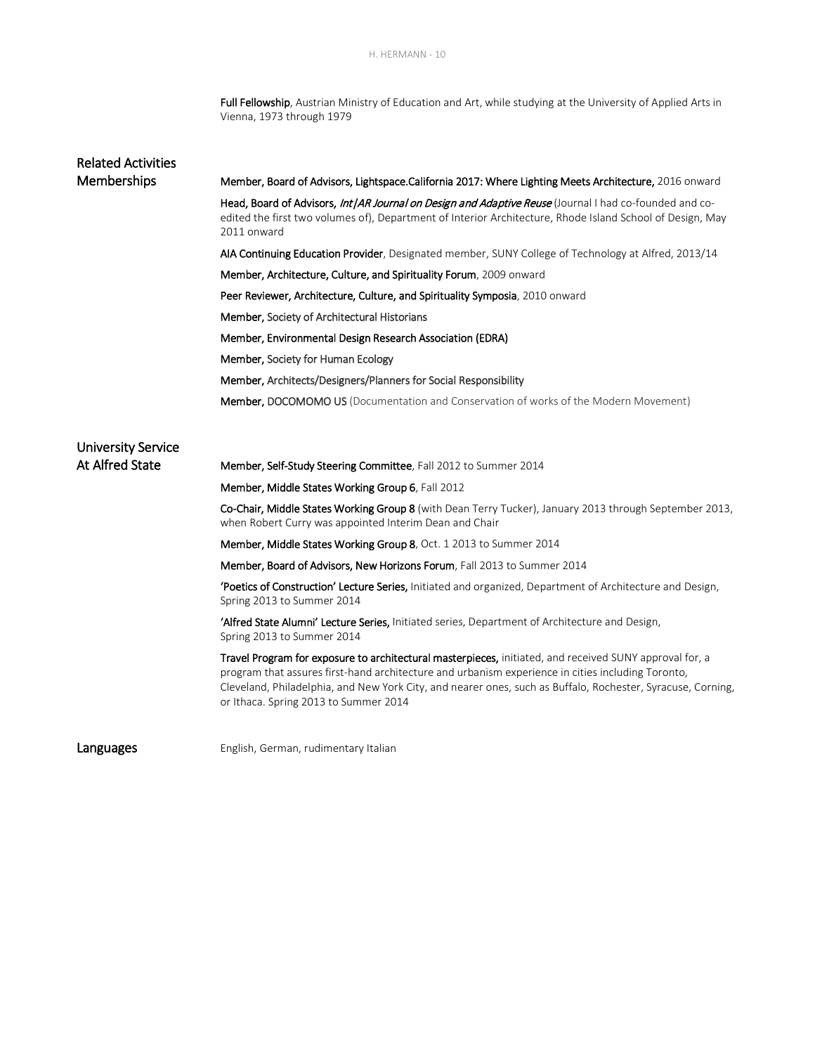**Full Fellowship**, Austrian Ministry of Education and Art, while studying at the University of Applied Arts in Vienna, 1973 through 1979

## Related Activities Memberships

**Member, Board of Advisors, Lightspace.California 2017: Where Lighting Meets Architecture,** 2016 onward

**Head, Board of Advisors, *Int|AR Journal on Design and Adaptive Reuse*** (Journal I had co-founded and co-edited the first two volumes of), Department of Interior Architecture, Rhode Island School of Design, May 2011 onward

**AIA Continuing Education Provider**, Designated member, SUNY College of Technology at Alfred, 2013/14

**Member, Architecture, Culture, and Spirituality Forum**, 2009 onward

**Peer Reviewer, Architecture, Culture, and Spirituality Symposia**, 2010 onward

**Member,** Society of Architectural Historians

**Member, Environmental Design Research Association (EDRA)**

**Member,** Society for Human Ecology

**Member,** Architects/Designers/Planners for Social Responsibility

**Member,** DOCOMOMO US (Documentation and Conservation of works of the Modern Movement)

## University Service At Alfred State

**Member, Self-Study Steering Committee**, Fall 2012 to Summer 2014

**Member, Middle States Working Group 6**, Fall 2012

**Co-Chair, Middle States Working Group 8** (with Dean Terry Tucker), January 2013 through September 2013, when Robert Curry was appointed Interim Dean and Chair

**Member, Middle States Working Group 8**, Oct. 1 2013 to Summer 2014

**Member, Board of Advisors, New Horizons Forum**, Fall 2013 to Summer 2014

**'Poetics of Construction' Lecture Series,** Initiated and organized, Department of Architecture and Design, Spring 2013 to Summer 2014

**'Alfred State Alumni' Lecture Series,** Initiated series, Department of Architecture and Design, Spring 2013 to Summer 2014

**Travel Program for exposure to architectural masterpieces,** initiated, and received SUNY approval for, a program that assures first-hand architecture and urbanism experience in cities including Toronto, Cleveland, Philadelphia, and New York City, and nearer ones, such as Buffalo, Rochester, Syracuse, Corning, or Ithaca. Spring 2013 to Summer 2014

## Languages

English, German, rudimentary Italian